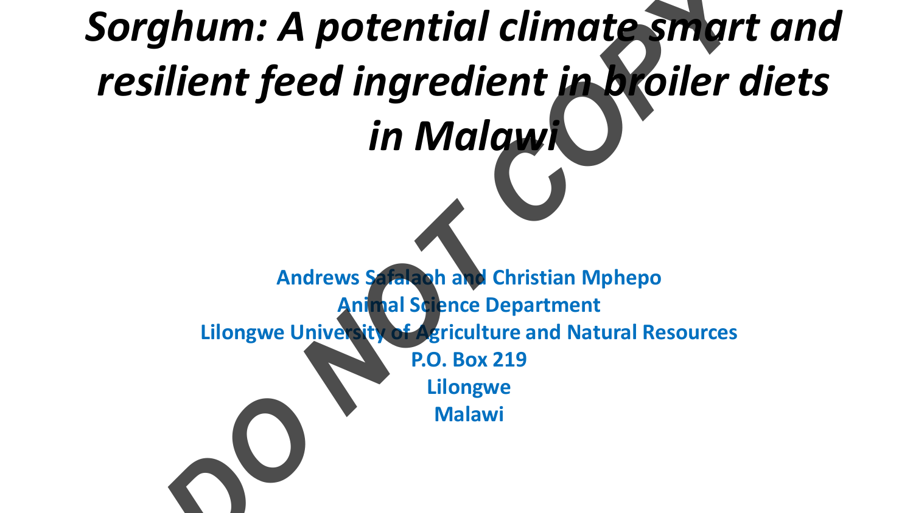# *Sorghum: A potential climate smart and resilient feed ingredient in broiler diets in Malawi*

**Andrews Safalaoh and Christian Mphepo**
**Animal Science Department**
**Lilongwe University of Agriculture and Natural Resources**
**P.O. Box 219**
**Lilongwe**
**Malawi**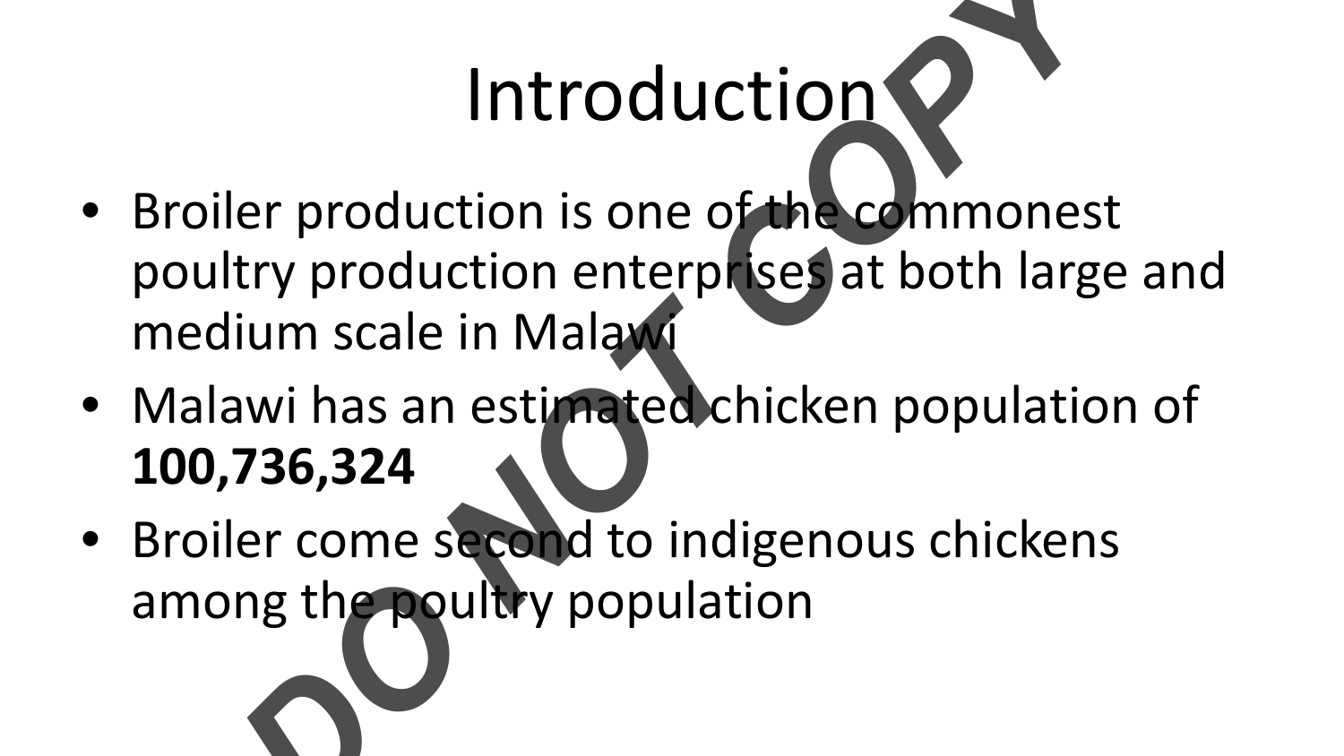# Introduction

- Broiler production is one of the commonest poultry production enterprises at both large and medium scale in Malawi
- Malawi has an estimated chicken population of **100,736,324**
- Broiler come second to indigenous chickens among the poultry population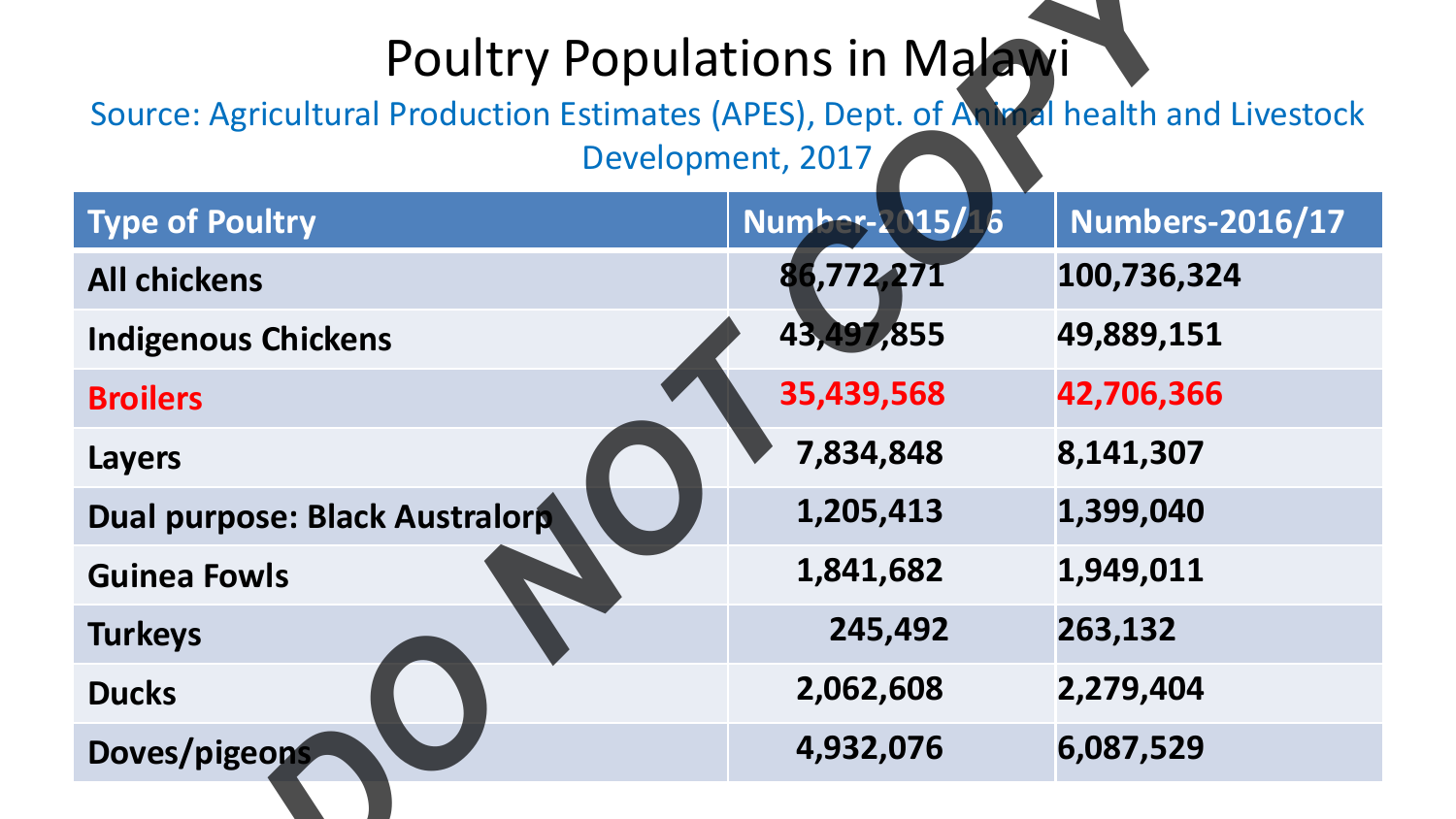# Poultry Populations in Malawi

Source: Agricultural Production Estimates (APES), Dept. of Animal health and Livestock Development, 2017

| Type of Poultry | Number-2015/16 | Numbers-2016/17 |
|---|---|---|
| All chickens | 86,772,271 | 100,736,324 |
| Indigenous Chickens | 43,497,855 | 49,889,151 |
| Broilers | 35,439,568 | 42,706,366 |
| Layers | 7,834,848 | 8,141,307 |
| Dual purpose: Black Australorp | 1,205,413 | 1,399,040 |
| Guinea Fowls | 1,841,682 | 1,949,011 |
| Turkeys | 245,492 | 263,132 |
| Ducks | 2,062,608 | 2,279,404 |
| Doves/pigeons | 4,932,076 | 6,087,529 |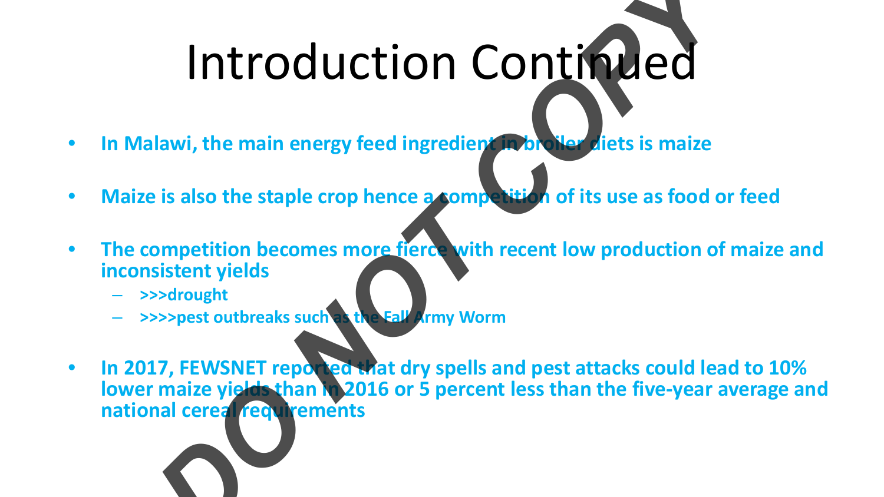# Introduction Continued

- **In Malawi, the main energy feed ingredient in broiler diets is maize**
- **Maize is also the staple crop hence a competition of its use as food or feed**
- **The competition becomes more fierce with recent low production of maize and inconsistent yields**
  - **>>>drought**
  - **>>>>pest outbreaks such as the Fall Army Worm**
- **In 2017, FEWSNET reported that dry spells and pest attacks could lead to 10% lower maize yields than in 2016 or 5 percent less than the five-year average and national cereal requirements**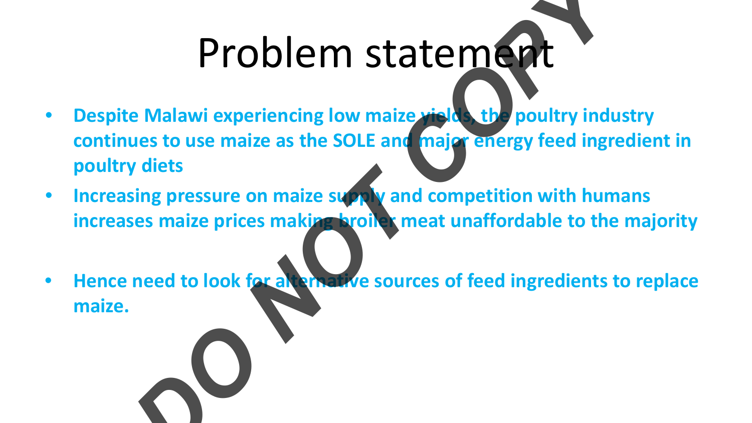# Problem statement

- **Despite Malawi experiencing low maize yields, the poultry industry continues to use maize as the SOLE and major energy feed ingredient in poultry diets**
- **Increasing pressure on maize supply and competition with humans increases maize prices making broiler meat unaffordable to the majority**
- **Hence need to look for alternative sources of feed ingredients to replace maize.**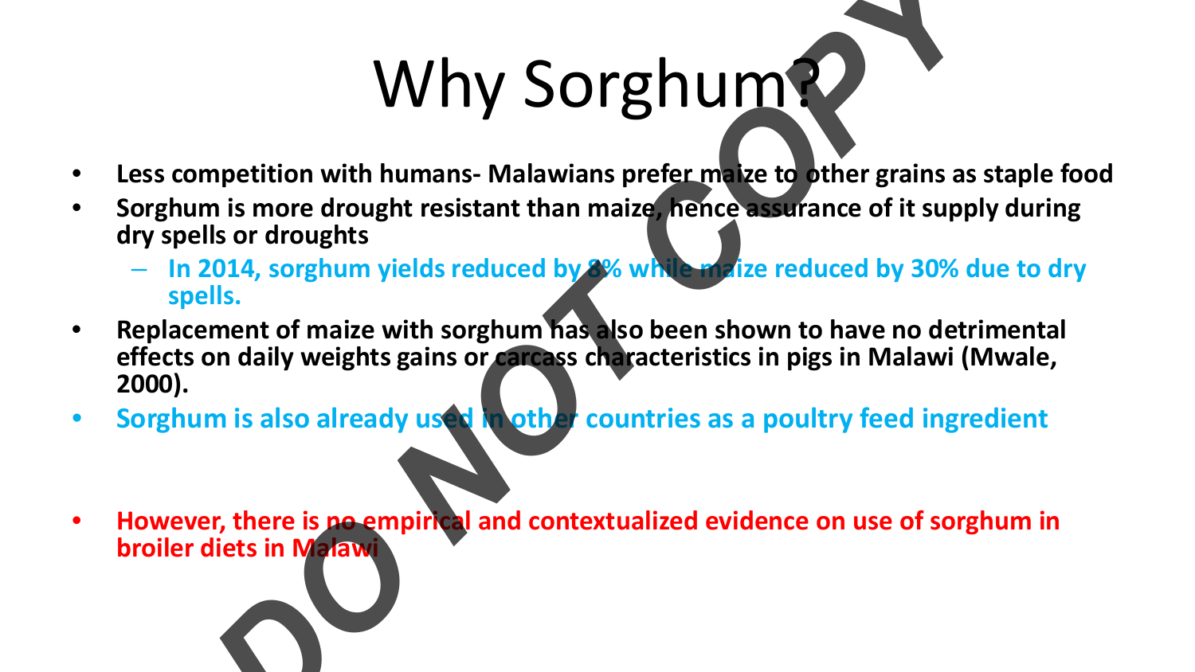# Why Sorghum?

- **Less competition with humans- Malawians prefer maize to other grains as staple food**
- **Sorghum is more drought resistant than maize, hence assurance of it supply during dry spells or droughts**
  - **In 2014, sorghum yields reduced by 8% while maize reduced by 30% due to dry spells.**
- **Replacement of maize with sorghum has also been shown to have no detrimental effects on daily weights gains or carcass characteristics in pigs in Malawi (Mwale, 2000).**
- **Sorghum is also already used in other countries as a poultry feed ingredient**

- **However, there is no empirical and contextualized evidence on use of sorghum in broiler diets in Malawi**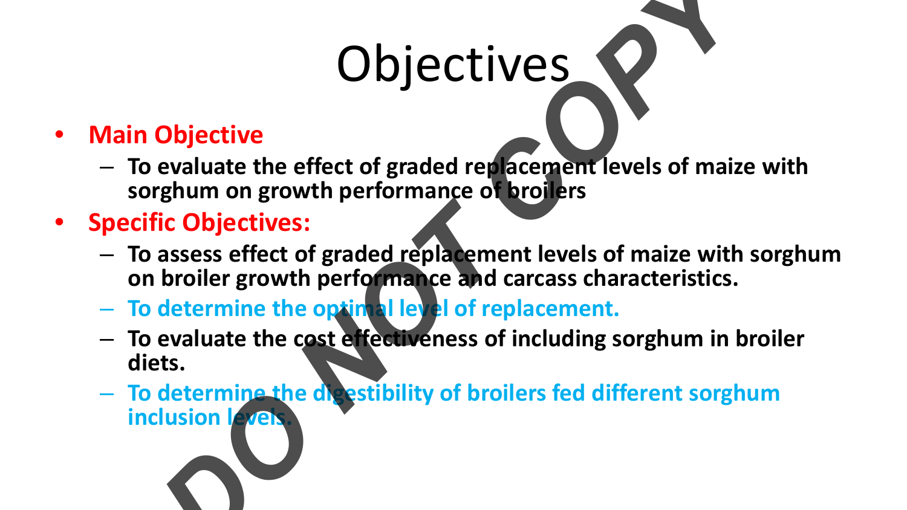# Objectives

- **Main Objective**
  - **To evaluate the effect of graded replacement levels of maize with sorghum on growth performance of broilers**
- **Specific Objectives:**
  - **To assess effect of graded replacement levels of maize with sorghum on broiler growth performance and carcass characteristics.**
  - **To determine the optimal level of replacement.**
  - **To evaluate the cost effectiveness of including sorghum in broiler diets.**
  - **To determine the digestibility of broilers fed different sorghum inclusion levels.**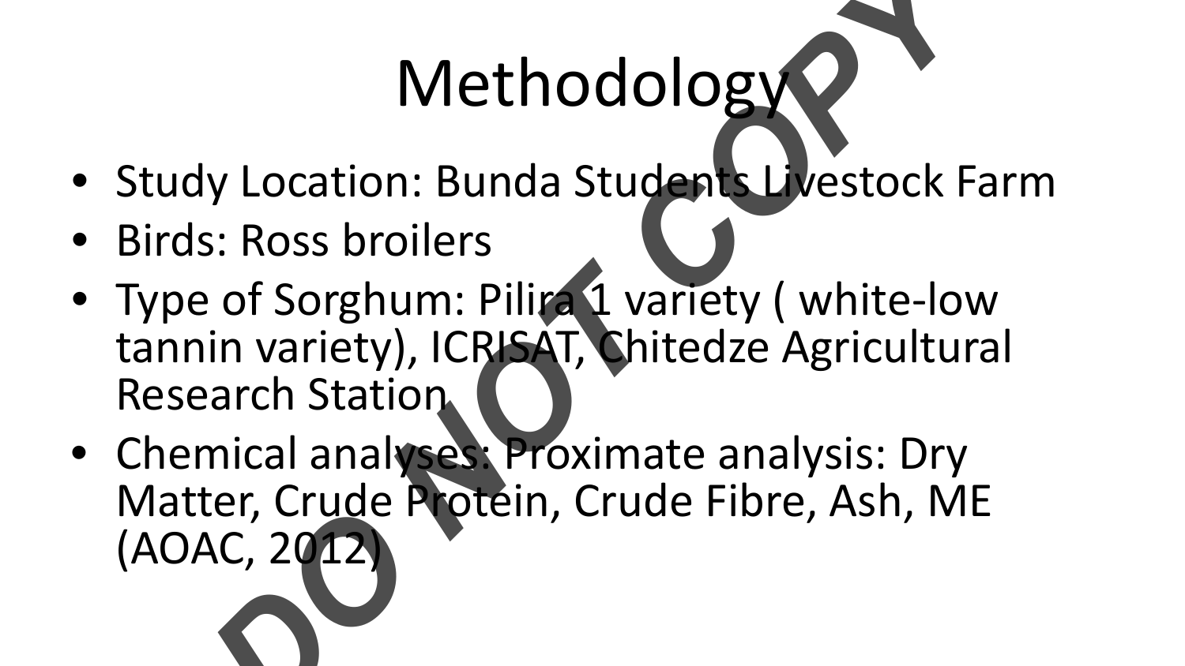# Methodology

- Study Location: Bunda Students Livestock Farm
- Birds: Ross broilers
- Type of Sorghum: Pilira 1 variety ( white-low tannin variety), ICRISAT, Chitedze Agricultural Research Station
- Chemical analyses: Proximate analysis: Dry Matter, Crude Protein, Crude Fibre, Ash, ME (AOAC, 2012)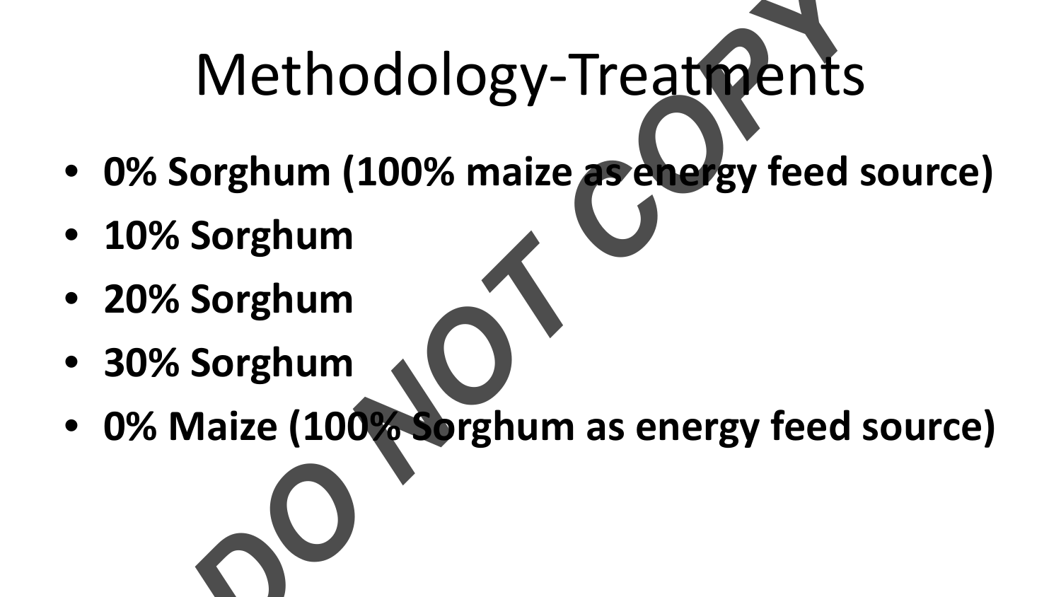# Methodology-Treatments

- **0% Sorghum (100% maize as energy feed source)**
- **10% Sorghum**
- **20% Sorghum**
- **30% Sorghum**
- **0% Maize (100% Sorghum as energy feed source)**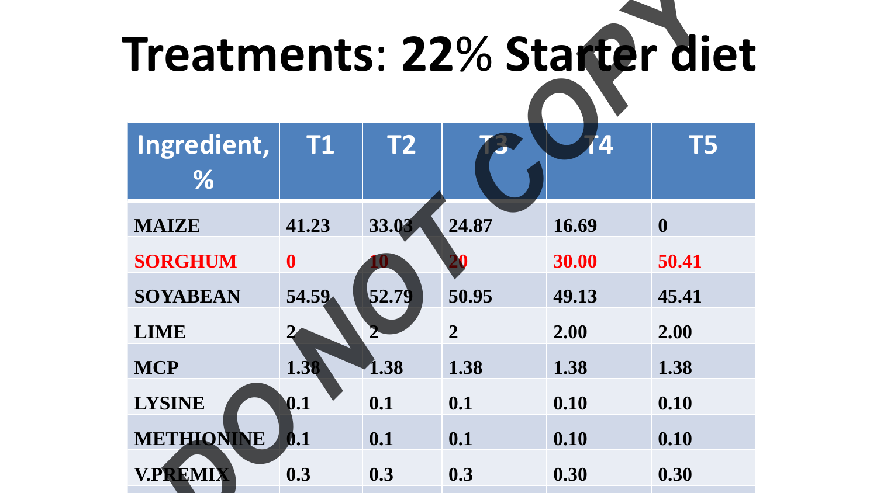# Treatments: 22% Starter diet

| Ingredient, % | T1 | T2 | T3 | T4 | T5 |
|---|---|---|---|---|---|
| MAIZE | 41.23 | 33.03 | 24.87 | 16.69 | 0 |
| SORGHUM | 0 | 10 | 20 | 30.00 | 50.41 |
| SOYABEAN | 54.59 | 52.79 | 50.95 | 49.13 | 45.41 |
| LIME | 2 | 2 | 2 | 2.00 | 2.00 |
| MCP | 1.38 | 1.38 | 1.38 | 1.38 | 1.38 |
| LYSINE | 0.1 | 0.1 | 0.1 | 0.10 | 0.10 |
| METHIONINE | 0.1 | 0.1 | 0.1 | 0.10 | 0.10 |
| V.PREMIX | 0.3 | 0.3 | 0.3 | 0.30 | 0.30 |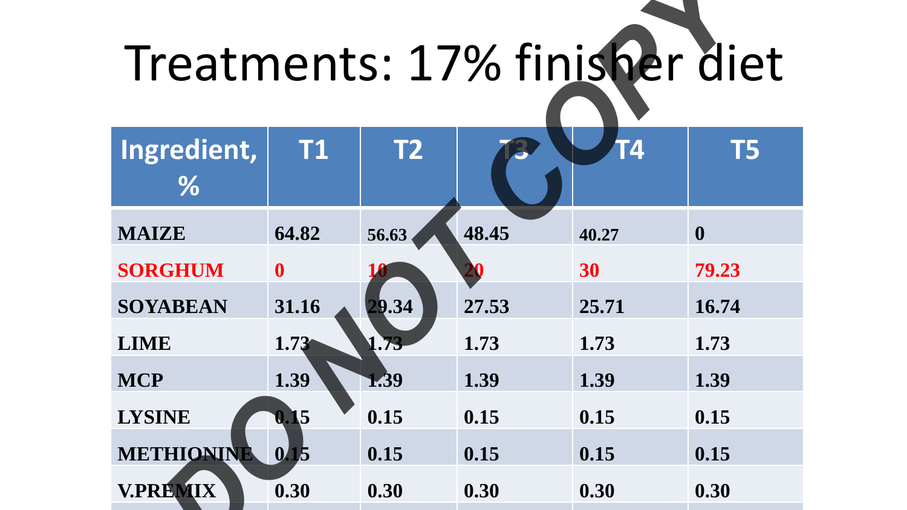# Treatments: 17% finisher diet

| Ingredient, % | T1 | T2 | T3 | T4 | T5 |
|---|---|---|---|---|---|
| MAIZE | 64.82 | 56.63 | 48.45 | 40.27 | 0 |
| SORGHUM | 0 | 10 | 20 | 30 | 79.23 |
| SOYABEAN | 31.16 | 29.34 | 27.53 | 25.71 | 16.74 |
| LIME | 1.73 | 1.73 | 1.73 | 1.73 | 1.73 |
| MCP | 1.39 | 1.39 | 1.39 | 1.39 | 1.39 |
| LYSINE | 0.15 | 0.15 | 0.15 | 0.15 | 0.15 |
| METHIONINE | 0.15 | 0.15 | 0.15 | 0.15 | 0.15 |
| V.PREMIX | 0.30 | 0.30 | 0.30 | 0.30 | 0.30 |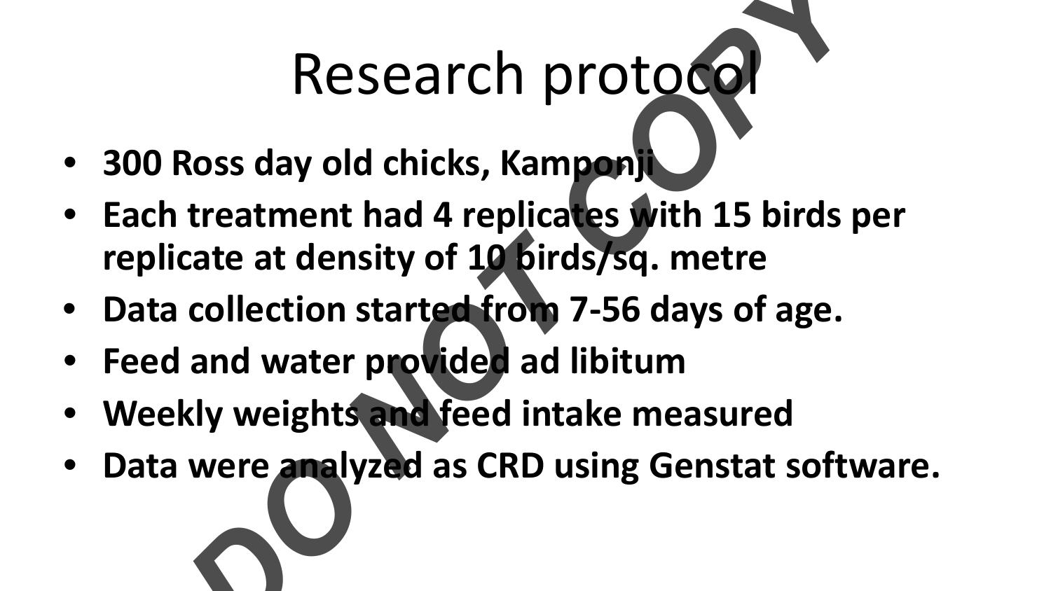# Research protocol

- **300 Ross day old chicks, Kamponji**
- **Each treatment had 4 replicates with 15 birds per replicate at density of 10 birds/sq. metre**
- **Data collection started from 7-56 days of age.**
- **Feed and water provided ad libitum**
- **Weekly weights and feed intake measured**
- **Data were analyzed as CRD using Genstat software.**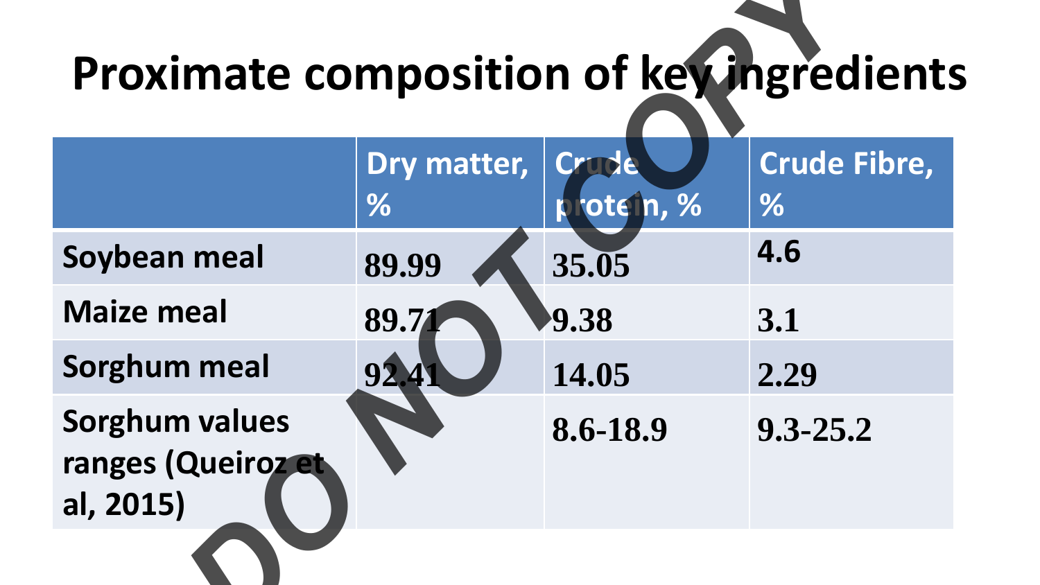# Proximate composition of key ingredients

| | Dry matter, % | Crude protein, % | Crude Fibre, % |
|---|---|---|---|
| Soybean meal | 89.99 | 35.05 | 4.6 |
| Maize meal | 89.71 | 9.38 | 3.1 |
| Sorghum meal | 92.41 | 14.05 | 2.29 |
| Sorghum values ranges (Queiroz et al, 2015) | | 8.6-18.9 | 9.3-25.2 |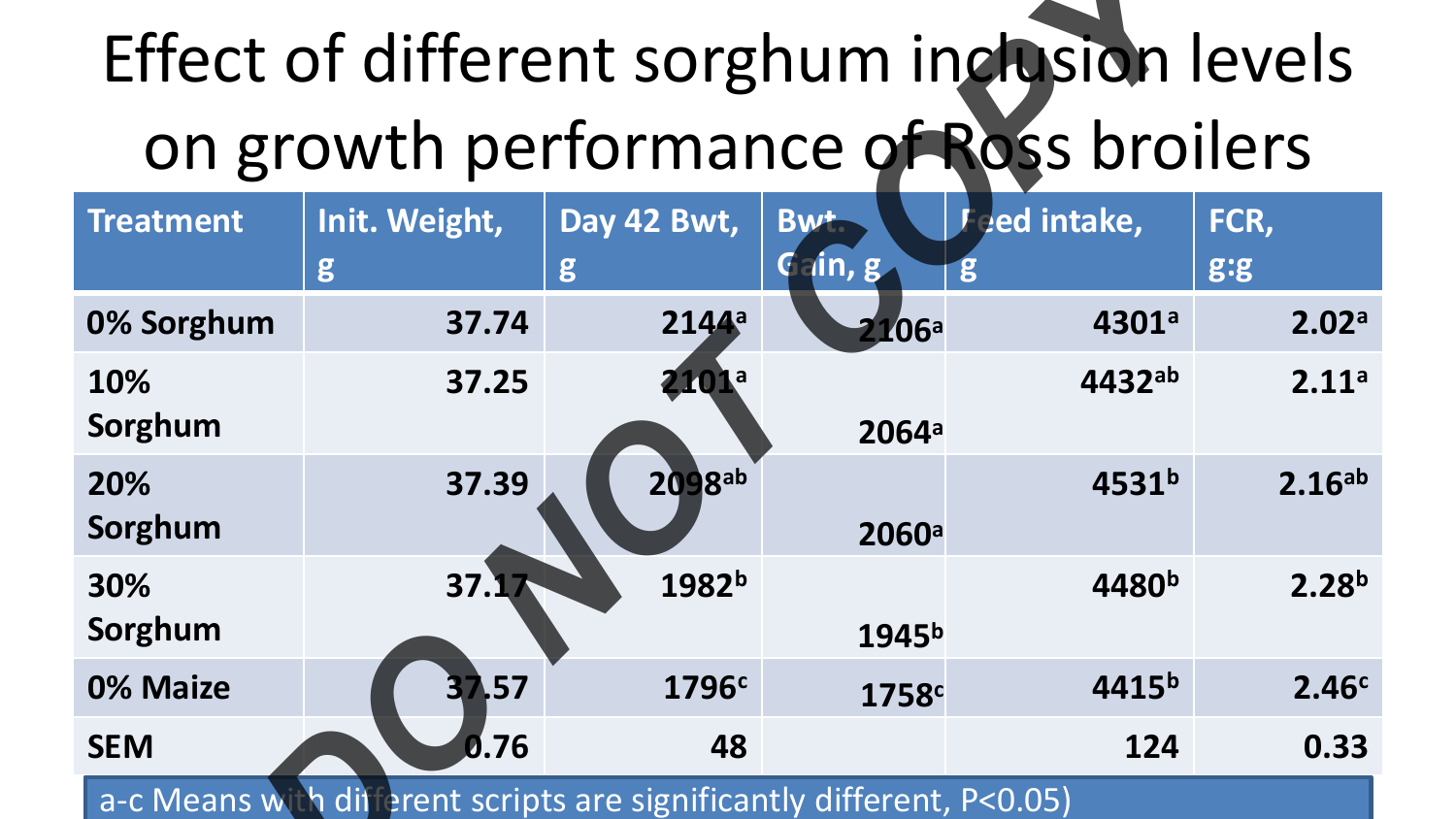# Effect of different sorghum inclusion levels on growth performance of Ross broilers

| Treatment | Init. Weight, g | Day 42 Bwt, g | Bwt. Gain, g | Feed intake, g | FCR, g:g |
|---|---|---|---|---|---|
| 0% Sorghum | 37.74 | 2144[a] | 2106[a] | 4301[a] | 2.02[a] |
| 10% Sorghum | 37.25 | 2101[a] | 2064[a] | 4432[ab] | 2.11[a] |
| 20% Sorghum | 37.39 | 2098[ab] | 2060[a] | 4531[b] | 2.16[ab] |
| 30% Sorghum | 37.17 | 1982[b] | 1945[b] | 4480[b] | 2.28[b] |
| 0% Maize | 37.57 | 1796[c] | 1758[c] | 4415[b] | 2.46[c] |
| SEM | 0.76 | 48 | | 124 | 0.33 |

a-c Means with different scripts are significantly different, P<0.05)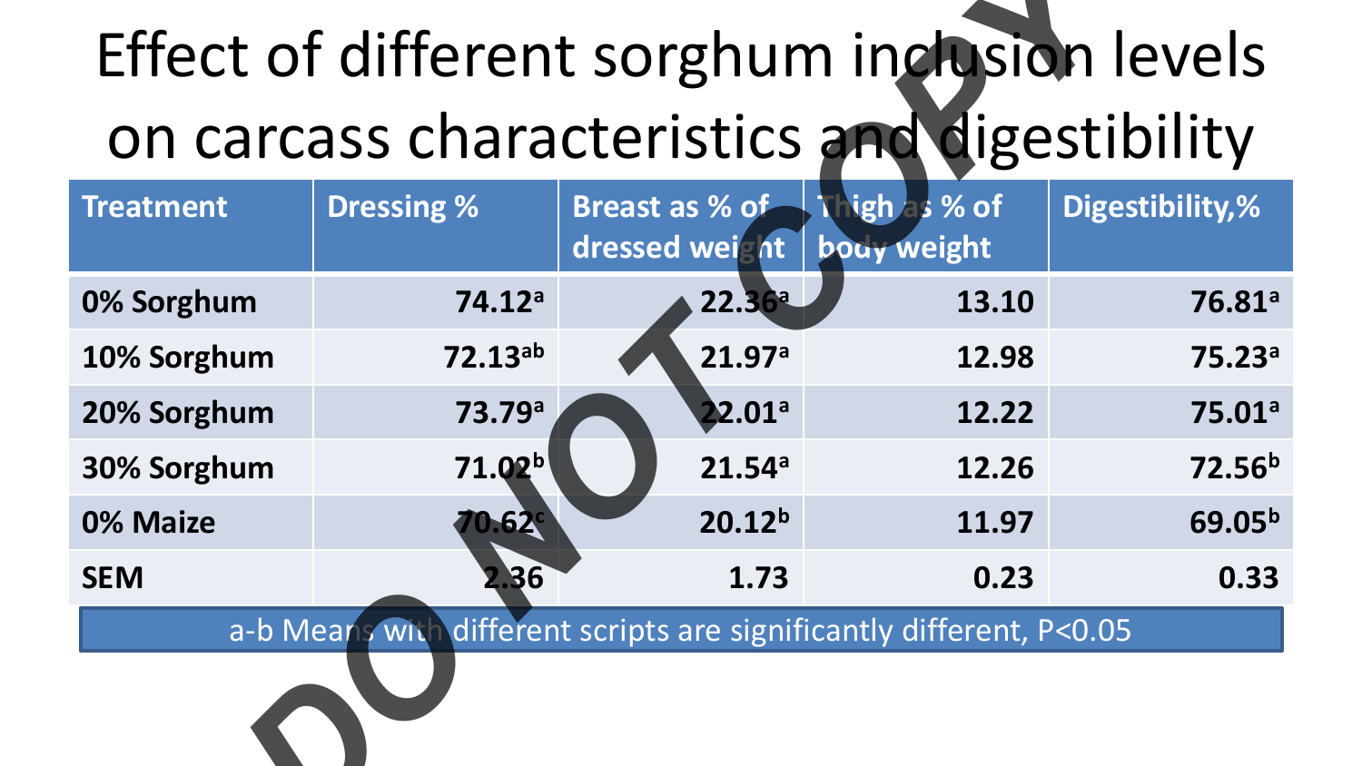# Effect of different sorghum inclusion levels on carcass characteristics and digestibility

| Treatment | Dressing % | Breast as % of dressed weight | Thigh as % of body weight | Digestibility,% |
|---|---|---|---|---|
| 0% Sorghum | 74.12[a] | 22.36[a] | 13.10 | 76.81[a] |
| 10% Sorghum | 72.13[ab] | 21.97[a] | 12.98 | 75.23[a] |
| 20% Sorghum | 73.79[a] | 22.01[a] | 12.22 | 75.01[a] |
| 30% Sorghum | 71.02[b] | 21.54[a] | 12.26 | 72.56[b] |
| 0% Maize | 70.62[c] | 20.12[b] | 11.97 | 69.05[b] |
| SEM | 2.36 | 1.73 | 0.23 | 0.33 |

a-b Means with different scripts are significantly different, $P<0.05$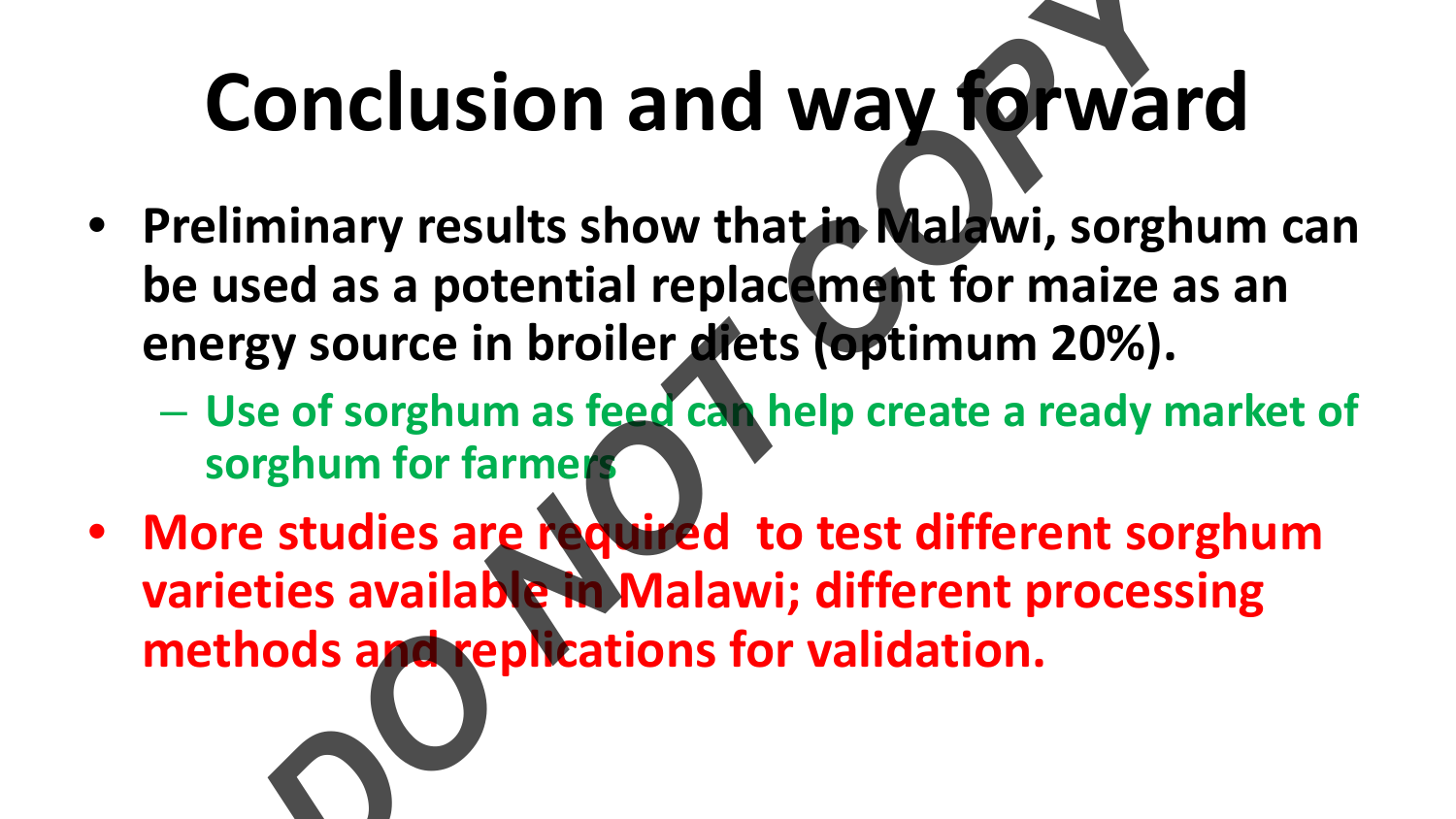# Conclusion and way forward

- **Preliminary results show that in Malawi, sorghum can be used as a potential replacement for maize as an energy source in broiler diets (optimum 20%).**
  - **Use of sorghum as feed can help create a ready market of sorghum for farmers**
- **More studies are required to test different sorghum varieties available in Malawi; different processing methods and replications for validation.**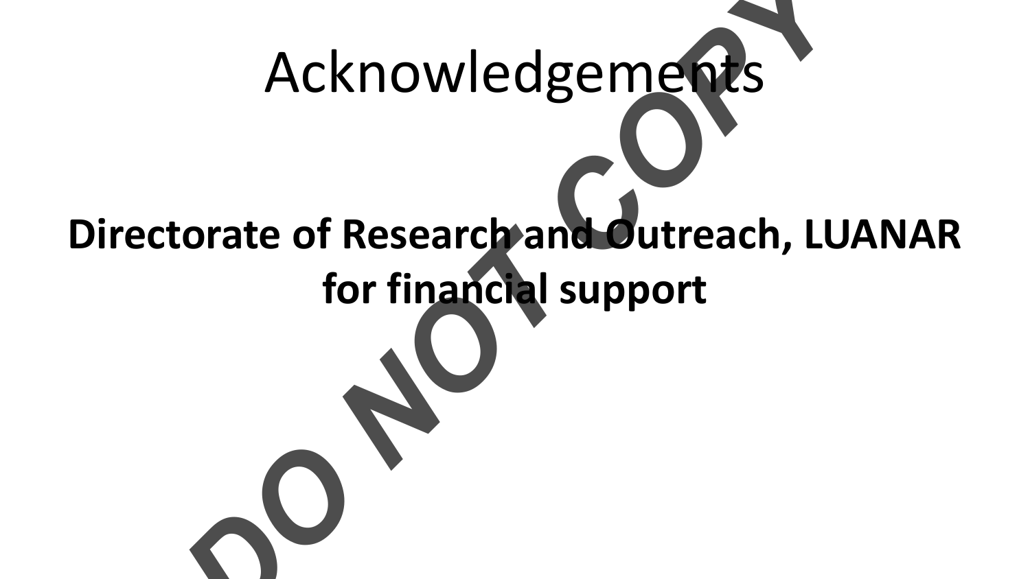# Acknowledgements

**Directorate of Research and Outreach, LUANAR for financial support**

DO NOT COPY